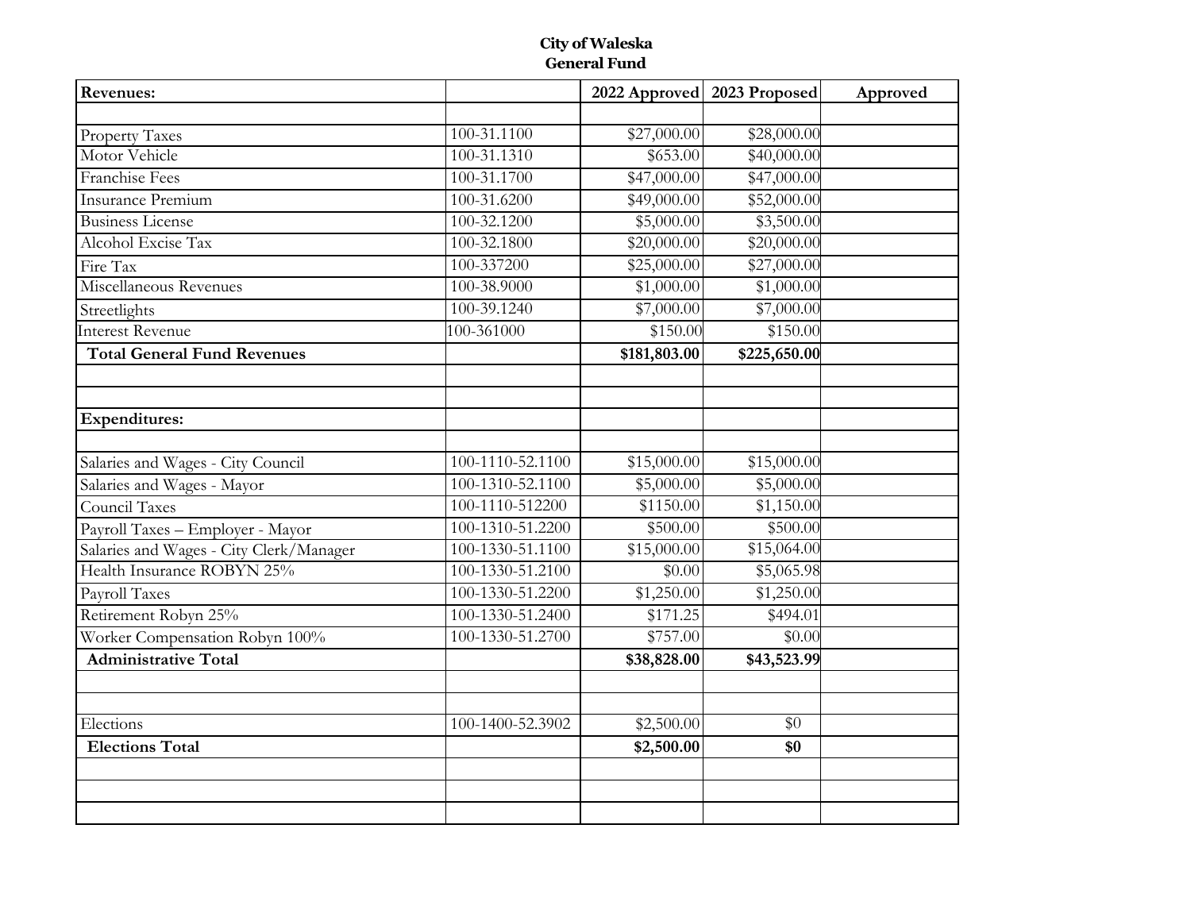# City of Waleska
## General Fund

| Revenues: | | 2022 Approved | 2023 Proposed | Approved |
|---|---|---|---|---|
| | | | | |
| Property Taxes | 100-31.1100 | $27,000.00 | $28,000.00 | |
| Motor Vehicle | 100-31.1310 | $653.00 | $40,000.00 | |
| Franchise Fees | 100-31.1700 | $47,000.00 | $47,000.00 | |
| Insurance Premium | 100-31.6200 | $49,000.00 | $52,000.00 | |
| Business License | 100-32.1200 | $5,000.00 | $3,500.00 | |
| Alcohol Excise Tax | 100-32.1800 | $20,000.00 | $20,000.00 | |
| Fire Tax | 100-337200 | $25,000.00 | $27,000.00 | |
| Miscellaneous Revenues | 100-38.9000 | $1,000.00 | $1,000.00 | |
| Streetlights | 100-39.1240 | $7,000.00 | $7,000.00 | |
| Interest Revenue | 100-361000 | $150.00 | $150.00 | |
| **Total General Fund Revenues** | | **$181,803.00** | **$225,650.00** | |
| | | | | |
| | | | | |
| **Expenditures:** | | | | |
| | | | | |
| Salaries and Wages - City Council | 100-1110-52.1100 | $15,000.00 | $15,000.00 | |
| Salaries and Wages - Mayor | 100-1310-52.1100 | $5,000.00 | $5,000.00 | |
| Council Taxes | 100-1110-512200 | $1150.00 | $1,150.00 | |
| Payroll Taxes – Employer - Mayor | 100-1310-51.2200 | $500.00 | $500.00 | |
| Salaries and Wages - City Clerk/Manager | 100-1330-51.1100 | $15,000.00 | $15,064.00 | |
| Health Insurance ROBYN 25% | 100-1330-51.2100 | $0.00 | $5,065.98 | |
| Payroll Taxes | 100-1330-51.2200 | $1,250.00 | $1,250.00 | |
| Retirement Robyn 25% | 100-1330-51.2400 | $171.25 | $494.01 | |
| Worker Compensation Robyn 100% | 100-1330-51.2700 | $757.00 | $0.00 | |
| **Administrative Total** | | **$38,828.00** | **$43,523.99** | |
| | | | | |
| | | | | |
| Elections | 100-1400-52.3902 | $2,500.00 | $0 | |
| **Elections Total** | | **$2,500.00** | **$0** | |
| | | | | |
| | | | | |
| | | | | |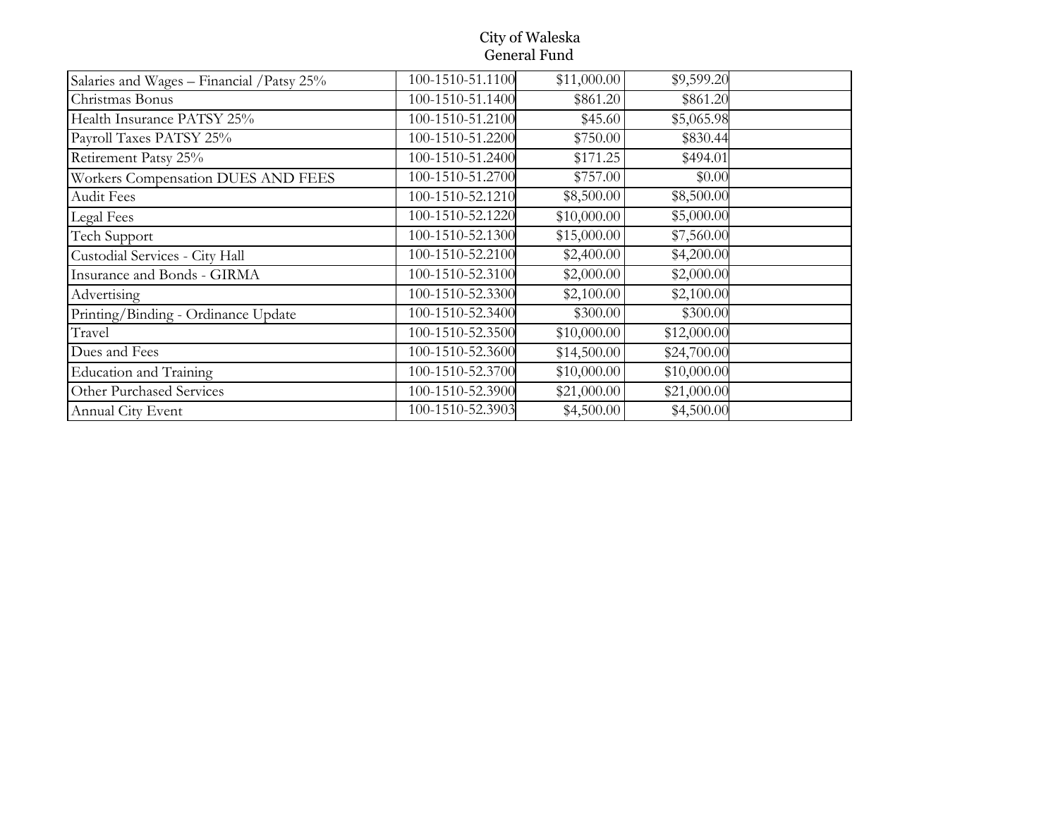City of Waleska
General Fund

| | | | | |
|---|---|---|---|---|
| Salaries and Wages – Financial /Patsy 25% | 100-1510-51.1100 | $11,000.00 | $9,599.20 | |
| Christmas Bonus | 100-1510-51.1400 | $861.20 | $861.20 | |
| Health Insurance PATSY 25% | 100-1510-51.2100 | $45.60 | $5,065.98 | |
| Payroll Taxes PATSY 25% | 100-1510-51.2200 | $750.00 | $830.44 | |
| Retirement Patsy 25% | 100-1510-51.2400 | $171.25 | $494.01 | |
| Workers Compensation DUES AND FEES | 100-1510-51.2700 | $757.00 | $0.00 | |
| Audit Fees | 100-1510-52.1210 | $8,500.00 | $8,500.00 | |
| Legal Fees | 100-1510-52.1220 | $10,000.00 | $5,000.00 | |
| Tech Support | 100-1510-52.1300 | $15,000.00 | $7,560.00 | |
| Custodial Services - City Hall | 100-1510-52.2100 | $2,400.00 | $4,200.00 | |
| Insurance and Bonds - GIRMA | 100-1510-52.3100 | $2,000.00 | $2,000.00 | |
| Advertising | 100-1510-52.3300 | $2,100.00 | $2,100.00 | |
| Printing/Binding - Ordinance Update | 100-1510-52.3400 | $300.00 | $300.00 | |
| Travel | 100-1510-52.3500 | $10,000.00 | $12,000.00 | |
| Dues and Fees | 100-1510-52.3600 | $14,500.00 | $24,700.00 | |
| Education and Training | 100-1510-52.3700 | $10,000.00 | $10,000.00 | |
| Other Purchased Services | 100-1510-52.3900 | $21,000.00 | $21,000.00 | |
| Annual City Event | 100-1510-52.3903 | $4,500.00 | $4,500.00 | |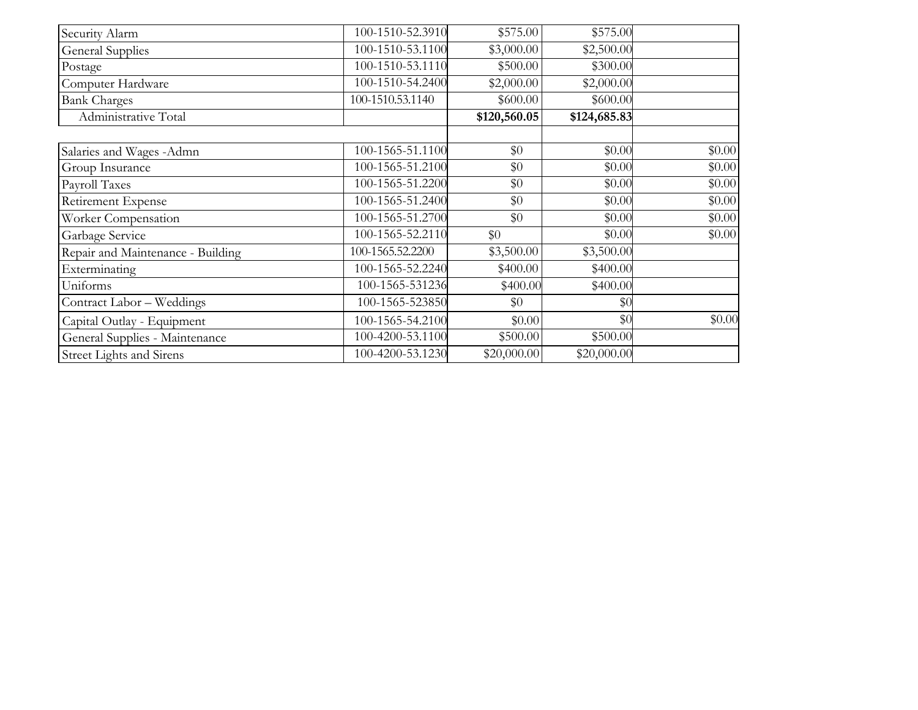| | | | | |
|---|---|---|---|---|
| Security Alarm | 100-1510-52.3910 | $575.00 | $575.00 | |
| General Supplies | 100-1510-53.1100 | $3,000.00 | $2,500.00 | |
| Postage | 100-1510-53.1110 | $500.00 | $300.00 | |
| Computer Hardware | 100-1510-54.2400 | $2,000.00 | $2,000.00 | |
| Bank Charges | 100-1510.53.1140 | $600.00 | $600.00 | |
| Administrative Total | | **$120,560.05** | **$124,685.83** | |
| | | | | |
| Salaries and Wages -Admn | 100-1565-51.1100 | $0 | $0.00 | $0.00 |
| Group Insurance | 100-1565-51.2100 | $0 | $0.00 | $0.00 |
| Payroll Taxes | 100-1565-51.2200 | $0 | $0.00 | $0.00 |
| Retirement Expense | 100-1565-51.2400 | $0 | $0.00 | $0.00 |
| Worker Compensation | 100-1565-51.2700 | $0 | $0.00 | $0.00 |
| Garbage Service | 100-1565-52.2110 | $0 | $0.00 | $0.00 |
| Repair and Maintenance - Building | 100-1565.52.2200 | $3,500.00 | $3,500.00 | |
| Exterminating | 100-1565-52.2240 | $400.00 | $400.00 | |
| Uniforms | 100-1565-531236 | $400.00 | $400.00 | |
| Contract Labor – Weddings | 100-1565-523850 | $0 | $0 | |
| Capital Outlay - Equipment | 100-1565-54.2100 | $0.00 | $0 | $0.00 |
| General Supplies - Maintenance | 100-4200-53.1100 | $500.00 | $500.00 | |
| Street Lights and Sirens | 100-4200-53.1230 | $20,000.00 | $20,000.00 | |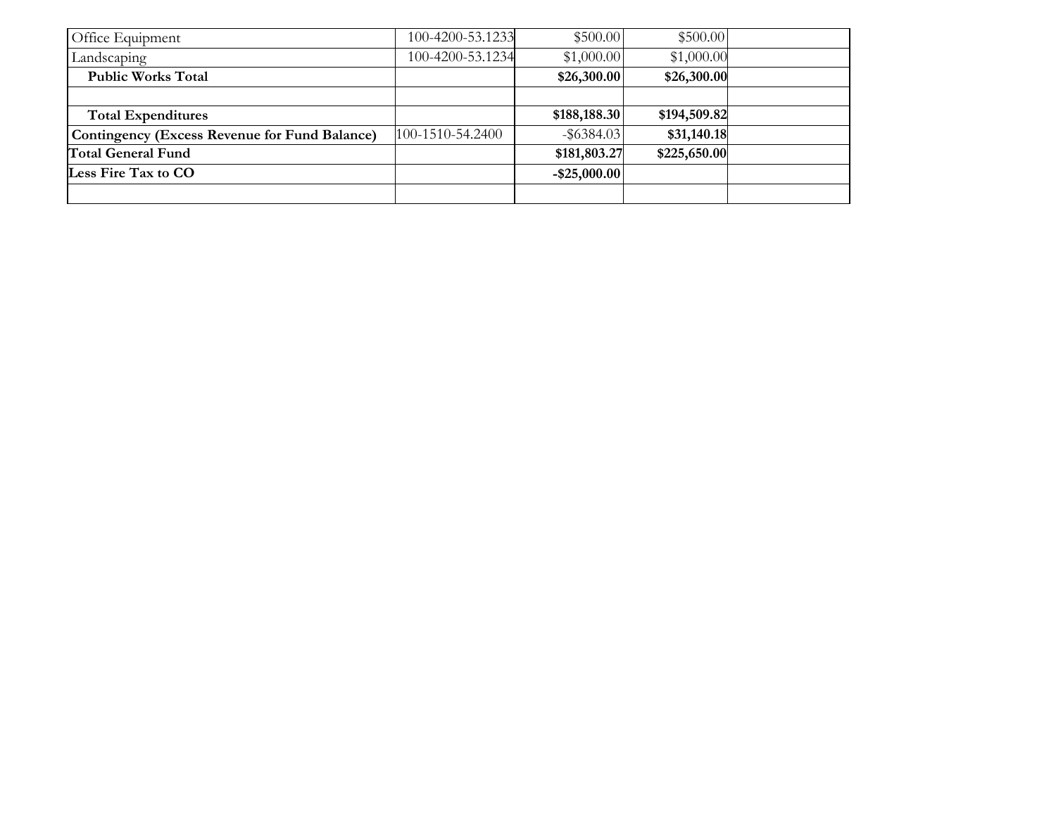| | | | | |
|---|---|---|---|---|
| Office Equipment | 100-4200-53.1233 | $500.00 | $500.00 | |
| Landscaping | 100-4200-53.1234 | $1,000.00 | $1,000.00 | |
| **Public Works Total** | | **$26,300.00** | **$26,300.00** | |
| | | | | |
| **Total Expenditures** | | **$188,188.30** | **$194,509.82** | |
| **Contingency (Excess Revenue for Fund Balance)** | 100-1510-54.2400 | -$6384.03 | **$31,140.18** | |
| **Total General Fund** | | **$181,803.27** | **$225,650.00** | |
| **Less Fire Tax to CO** | | **-$25,000.00** | | |
| | | | | |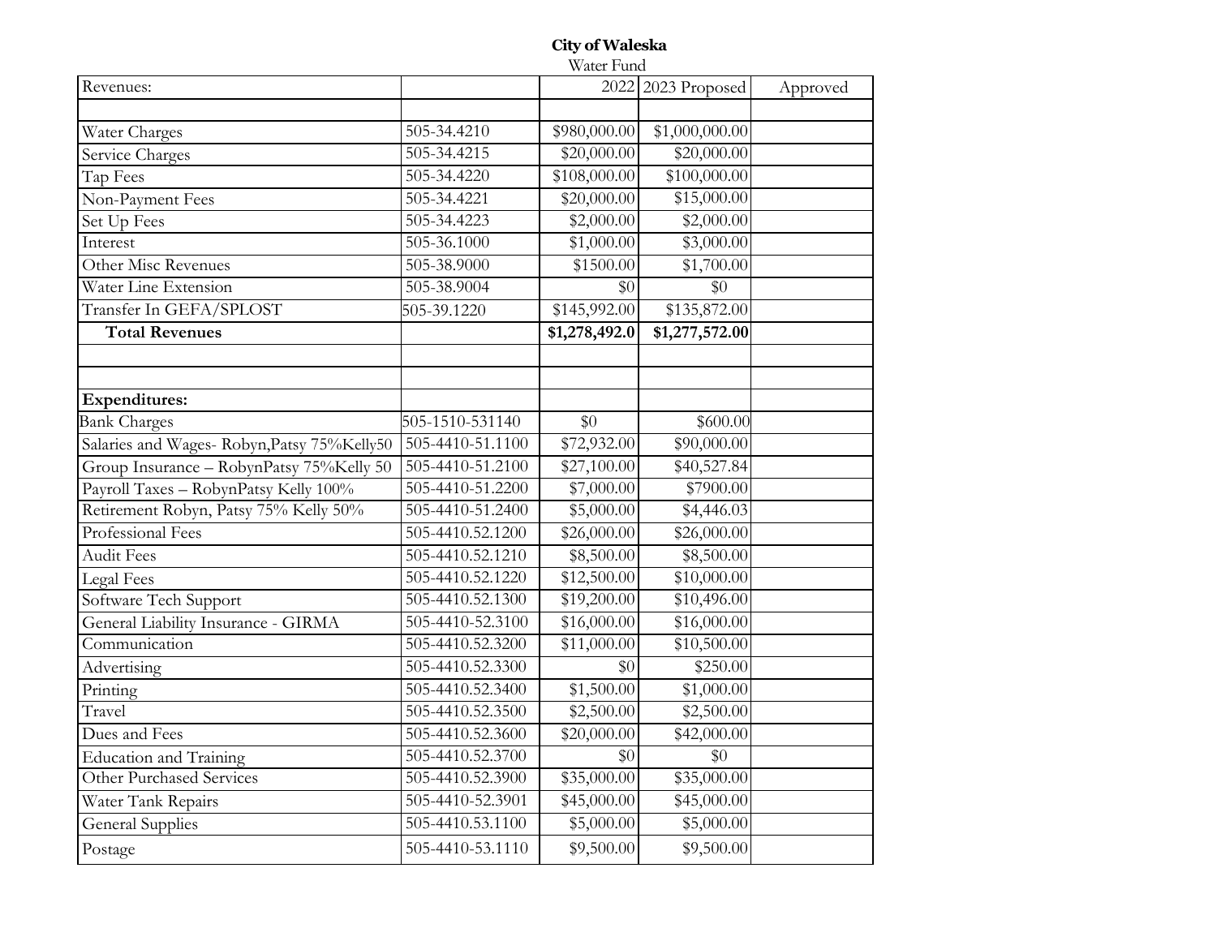**City of Waleska**

Water Fund

| Revenues: | | 2022 | 2023 Proposed | Approved |
|---|---|---|---|---|
| | | | | |
| Water Charges | 505-34.4210 | $980,000.00 | $1,000,000.00 | |
| Service Charges | 505-34.4215 | $20,000.00 | $20,000.00 | |
| Tap Fees | 505-34.4220 | $108,000.00 | $100,000.00 | |
| Non-Payment Fees | 505-34.4221 | $20,000.00 | $15,000.00 | |
| Set Up Fees | 505-34.4223 | $2,000.00 | $2,000.00 | |
| Interest | 505-36.1000 | $1,000.00 | $3,000.00 | |
| Other Misc Revenues | 505-38.9000 | $1500.00 | $1,700.00 | |
| Water Line Extension | 505-38.9004 | $0 | $0 | |
| Transfer In GEFA/SPLOST | 505-39.1220 | $145,992.00 | $135,872.00 | |
| **Total Revenues** | | **$1,278,492.0** | **$1,277,572.00** | |
| | | | | |
| | | | | |
| **Expenditures:** | | | | |
| Bank Charges | 505-1510-531140 | $0 | $600.00 | |
| Salaries and Wages- Robyn,Patsy 75%Kelly50 | 505-4410-51.1100 | $72,932.00 | $90,000.00 | |
| Group Insurance – RobynPatsy 75%Kelly 50 | 505-4410-51.2100 | $27,100.00 | $40,527.84 | |
| Payroll Taxes – RobynPatsy Kelly 100% | 505-4410-51.2200 | $7,000.00 | $7900.00 | |
| Retirement Robyn, Patsy 75% Kelly 50% | 505-4410-51.2400 | $5,000.00 | $4,446.03 | |
| Professional Fees | 505-4410.52.1200 | $26,000.00 | $26,000.00 | |
| Audit Fees | 505-4410.52.1210 | $8,500.00 | $8,500.00 | |
| Legal Fees | 505-4410.52.1220 | $12,500.00 | $10,000.00 | |
| Software Tech Support | 505-4410.52.1300 | $19,200.00 | $10,496.00 | |
| General Liability Insurance - GIRMA | 505-4410-52.3100 | $16,000.00 | $16,000.00 | |
| Communication | 505-4410.52.3200 | $11,000.00 | $10,500.00 | |
| Advertising | 505-4410.52.3300 | $0 | $250.00 | |
| Printing | 505-4410.52.3400 | $1,500.00 | $1,000.00 | |
| Travel | 505-4410.52.3500 | $2,500.00 | $2,500.00 | |
| Dues and Fees | 505-4410.52.3600 | $20,000.00 | $42,000.00 | |
| Education and Training | 505-4410.52.3700 | $0 | $0 | |
| Other Purchased Services | 505-4410.52.3900 | $35,000.00 | $35,000.00 | |
| Water Tank Repairs | 505-4410-52.3901 | $45,000.00 | $45,000.00 | |
| General Supplies | 505-4410.53.1100 | $5,000.00 | $5,000.00 | |
| Postage | 505-4410-53.1110 | $9,500.00 | $9,500.00 | |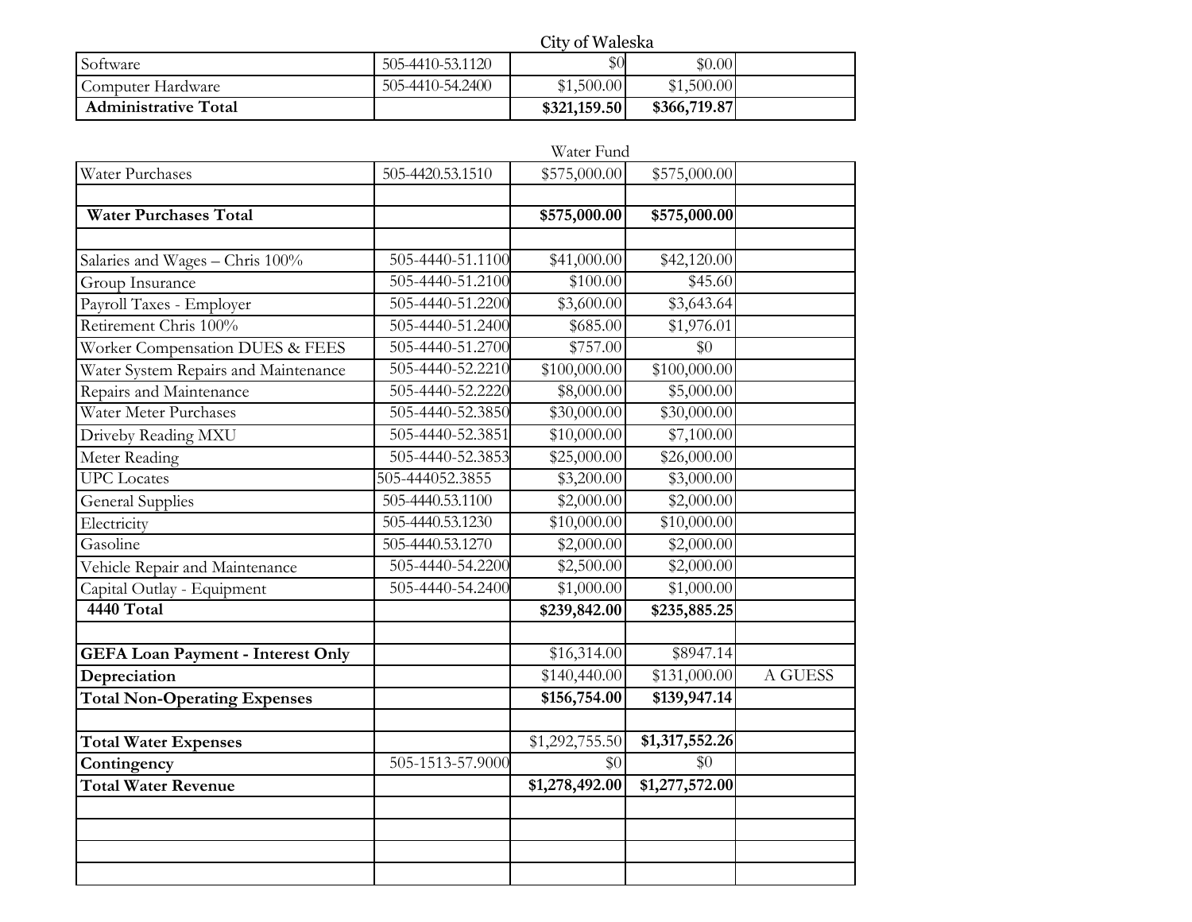City of Waleska

| Software | 505-4410-53.1120 | $0 | $0.00 | |
|---|---|---|---|---|
| Computer Hardware | 505-4410-54.2400 | $1,500.00 | $1,500.00 | |
| **Administrative Total** | | **$321,159.50** | **$366,719.87** | |

Water Fund

| Water Purchases | 505-4420.53.1510 | $575,000.00 | $575,000.00 | |
|---|---|---|---|---|
| | | | | |
| **Water Purchases Total** | | **$575,000.00** | **$575,000.00** | |
| | | | | |
| Salaries and Wages – Chris 100% | 505-4440-51.1100 | $41,000.00 | $42,120.00 | |
| Group Insurance | 505-4440-51.2100 | $100.00 | $45.60 | |
| Payroll Taxes - Employer | 505-4440-51.2200 | $3,600.00 | $3,643.64 | |
| Retirement Chris 100% | 505-4440-51.2400 | $685.00 | $1,976.01 | |
| Worker Compensation DUES & FEES | 505-4440-51.2700 | $757.00 | $0 | |
| Water System Repairs and Maintenance | 505-4440-52.2210 | $100,000.00 | $100,000.00 | |
| Repairs and Maintenance | 505-4440-52.2220 | $8,000.00 | $5,000.00 | |
| Water Meter Purchases | 505-4440-52.3850 | $30,000.00 | $30,000.00 | |
| Driveby Reading MXU | 505-4440-52.3851 | $10,000.00 | $7,100.00 | |
| Meter Reading | 505-4440-52.3853 | $25,000.00 | $26,000.00 | |
| UPC Locates | 505-444052.3855 | $3,200.00 | $3,000.00 | |
| General Supplies | 505-4440.53.1100 | $2,000.00 | $2,000.00 | |
| Electricity | 505-4440.53.1230 | $10,000.00 | $10,000.00 | |
| Gasoline | 505-4440.53.1270 | $2,000.00 | $2,000.00 | |
| Vehicle Repair and Maintenance | 505-4440-54.2200 | $2,500.00 | $2,000.00 | |
| Capital Outlay - Equipment | 505-4440-54.2400 | $1,000.00 | $1,000.00 | |
| **4440 Total** | | **$239,842.00** | **$235,885.25** | |
| | | | | |
| **GEFA Loan Payment - Interest Only** | | $16,314.00 | $8947.14 | |
| **Depreciation** | | $140,440.00 | $131,000.00 | A GUESS |
| **Total Non-Operating Expenses** | | **$156,754.00** | **$139,947.14** | |
| | | | | |
| **Total Water Expenses** | | $1,292,755.50 | **$1,317,552.26** | |
| **Contingency** | 505-1513-57.9000 | $0 | $0 | |
| **Total Water Revenue** | | **$1,278,492.00** | **$1,277,572.00** | |
| | | | | |
| | | | | |
| | | | | |
| | | | | |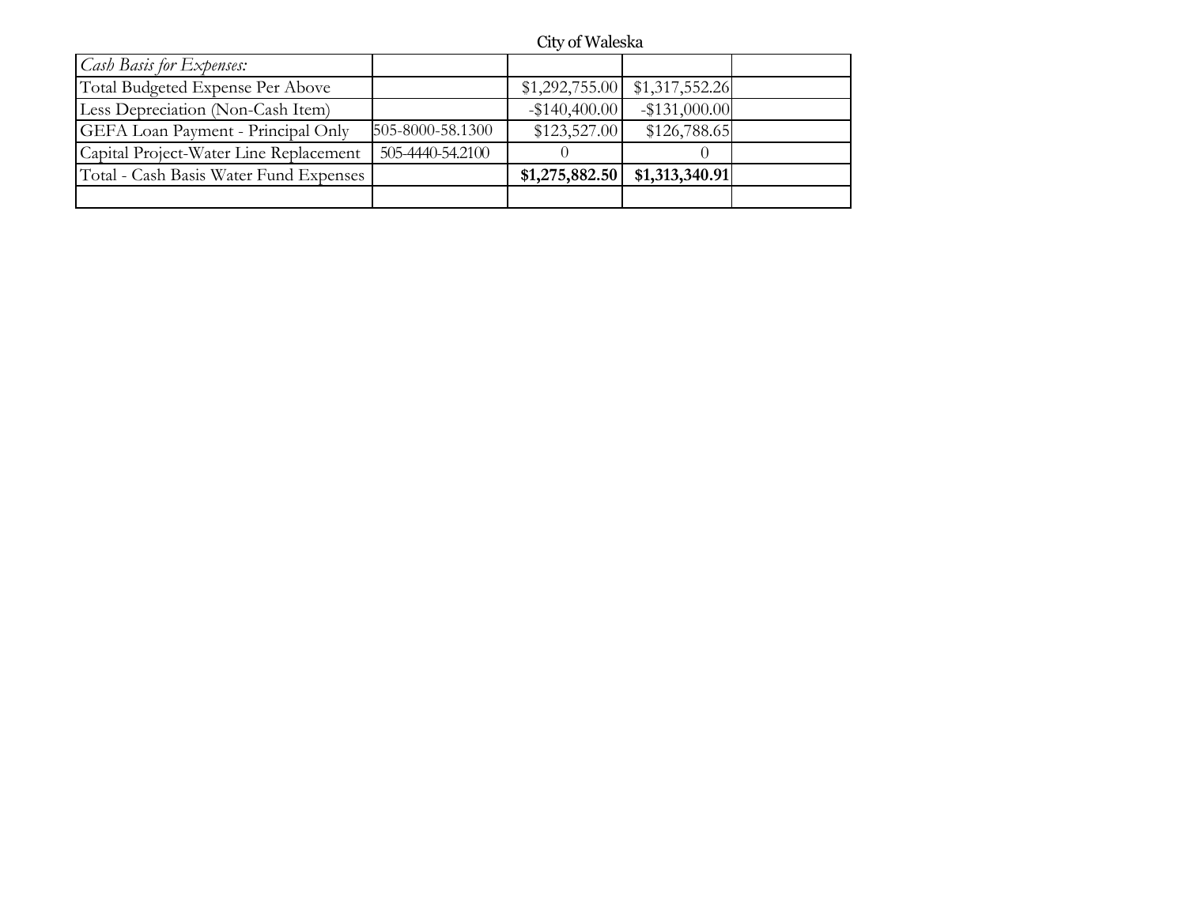City of Waleska

| *Cash Basis for Expenses:* | | | | |
|---|---|---|---|---|
| Total Budgeted Expense Per Above | | $1,292,755.00 | $1,317,552.26 | |
| Less Depreciation (Non-Cash Item) | | -$140,400.00 | -$131,000.00 | |
| GEFA Loan Payment - Principal Only | 505-8000-58.1300 | $123,527.00 | $126,788.65 | |
| Capital Project-Water Line Replacement | 505-4440-54.2100 | 0 | 0 | |
| Total - Cash Basis Water Fund Expenses | | **$1,275,882.50** | **$1,313,340.91** | |
| | | | | |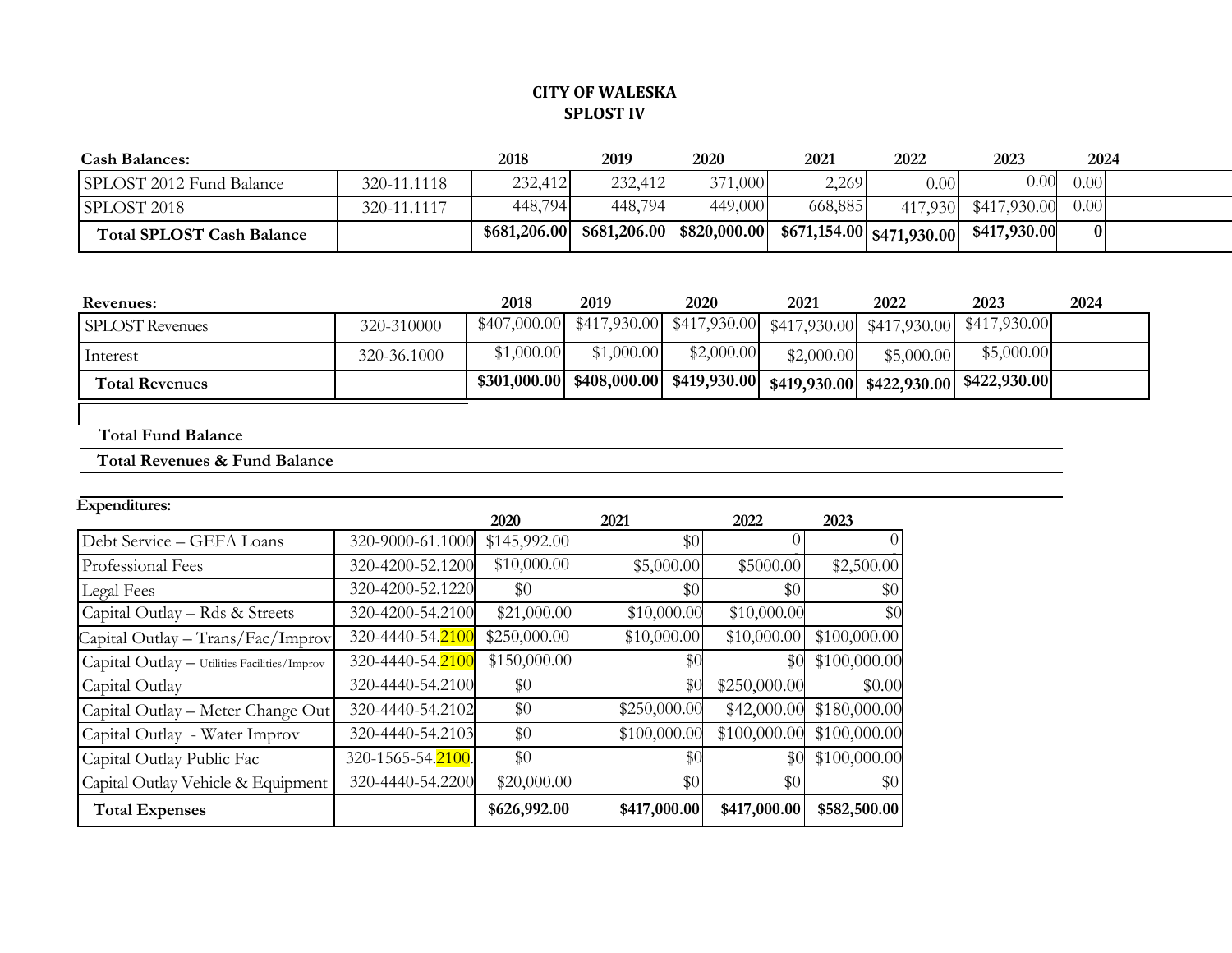**CITY OF WALESKA**
**SPLOST IV**

| **Cash Balances:** | | **2018** | **2019** | **2020** | **2021** | **2022** | **2023** | **2024** |
|---|---|---|---|---|---|---|---|---|
| SPLOST 2012 Fund Balance | 320-11.1118 | 232,412 | 232,412 | 371,000 | 2,269 | 0.00 | 0.00 | 0.00 |
| SPLOST 2018 | 320-11.1117 | 448,794 | 448,794 | 449,000 | 668,885 | 417,930 | $417,930.00 | 0.00 |
| **Total SPLOST Cash Balance** | | **$681,206.00** | **$681,206.00** | **$820,000.00** | **$671,154.00** | **$471,930.00** | **$417,930.00** | **0** |

| **Revenues:** | | **2018** | **2019** | **2020** | **2021** | **2022** | **2023** | **2024** |
|---|---|---|---|---|---|---|---|---|
| SPLOST Revenues | 320-310000 | $407,000.00 | $417,930.00 | $417,930.00 | $417,930.00 | $417,930.00 | $417,930.00 | |
| Interest | 320-36.1000 | $1,000.00 | $1,000.00 | $2,000.00 | $2,000.00 | $5,000.00 | $5,000.00 | |
| **Total Revenues** | | **$301,000.00** | **$408,000.00** | **$419,930.00** | **$419,930.00** | **$422,930.00** | **$422,930.00** | |

**Total Fund Balance**

**Total Revenues & Fund Balance**

| **Expenditures:** | | **2020** | **2021** | **2022** | **2023** |
|---|---|---|---|---|---|
| Debt Service – GEFA Loans | 320-9000-61.1000 | $145,992.00 | $0 | 0 | 0 |
| Professional Fees | 320-4200-52.1200 | $10,000.00 | $5,000.00 | $5000.00 | $2,500.00 |
| Legal Fees | 320-4200-52.1220 | $0 | $0 | $0 | $0 |
| Capital Outlay – Rds & Streets | 320-4200-54.2100 | $21,000.00 | $10,000.00 | $10,000.00 | $0 |
| Capital Outlay – Trans/Fac/Improv | 320-4440-54.2100 | $250,000.00 | $10,000.00 | $10,000.00 | $100,000.00 |
| Capital Outlay – Utilities Facilities/Improv | 320-4440-54.2100 | $150,000.00 | $0 | $0 | $100,000.00 |
| Capital Outlay | 320-4440-54.2100 | $0 | $0 | $250,000.00 | $0.00 |
| Capital Outlay – Meter Change Out | 320-4440-54.2102 | $0 | $250,000.00 | $42,000.00 | $180,000.00 |
| Capital Outlay - Water Improv | 320-4440-54.2103 | $0 | $100,000.00 | $100,000.00 | $100,000.00 |
| Capital Outlay Public Fac | 320-1565-54.2100. | $0 | $0 | $0 | $100,000.00 |
| Capital Outlay Vehicle & Equipment | 320-4440-54.2200 | $20,000.00 | $0 | $0 | $0 |
| **Total Expenses** | | **$626,992.00** | **$417,000.00** | **$417,000.00** | **$582,500.00** |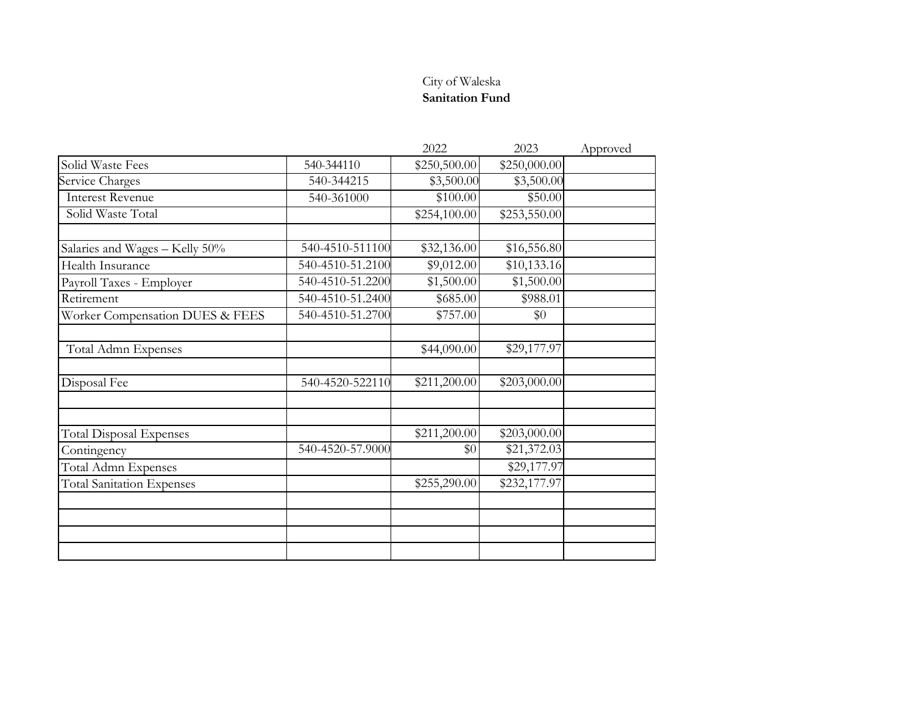City of Waleska

**Sanitation Fund**

| | | 2022 | 2023 | Approved |
|---|---|---|---|---|
| Solid Waste Fees | 540-344110 | $250,500.00 | $250,000.00 | |
| Service Charges | 540-344215 | $3,500.00 | $3,500.00 | |
| Interest Revenue | 540-361000 | $100.00 | $50.00 | |
| Solid Waste Total | | $254,100.00 | $253,550.00 | |
| | | | | |
| Salaries and Wages – Kelly 50% | 540-4510-511100 | $32,136.00 | $16,556.80 | |
| Health Insurance | 540-4510-51.2100 | $9,012.00 | $10,133.16 | |
| Payroll Taxes - Employer | 540-4510-51.2200 | $1,500.00 | $1,500.00 | |
| Retirement | 540-4510-51.2400 | $685.00 | $988.01 | |
| Worker Compensation DUES & FEES | 540-4510-51.2700 | $757.00 | $0 | |
| | | | | |
| Total Admn Expenses | | $44,090.00 | $29,177.97 | |
| | | | | |
| Disposal Fee | 540-4520-522110 | $211,200.00 | $203,000.00 | |
| | | | | |
| | | | | |
| Total Disposal Expenses | | $211,200.00 | $203,000.00 | |
| Contingency | 540-4520-57.9000 | $0 | $21,372.03 | |
| Total Admn Expenses | | | $29,177.97 | |
| Total Sanitation Expenses | | $255,290.00 | $232,177.97 | |
| | | | | |
| | | | | |
| | | | | |
| | | | | |